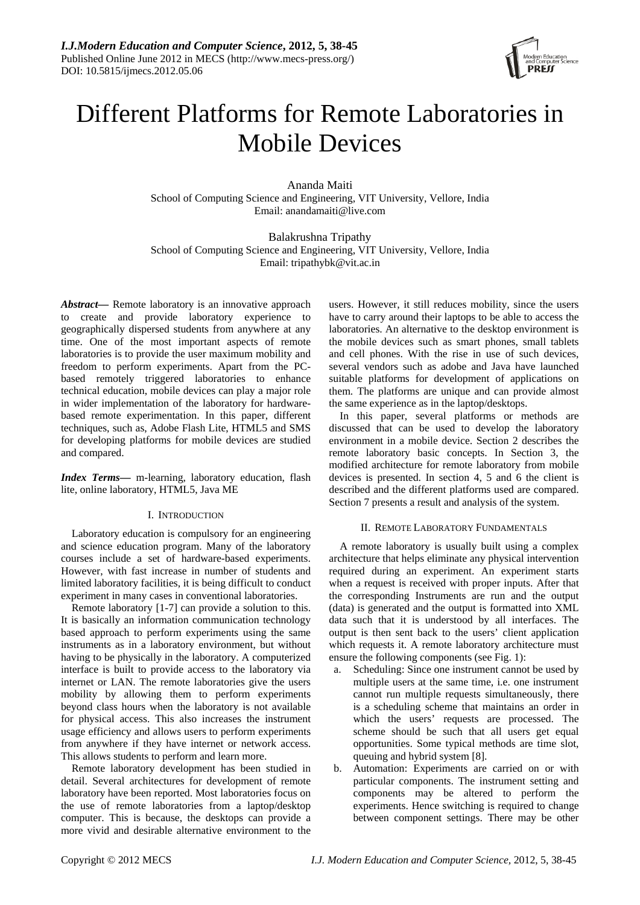# Different Platforms for Remote Laboratories in Mobile Devices

Ananda Maiti
School of Computing Science and Engineering, VIT University, Vellore, India
Email: anandamaiti@live.com

Balakrushna Tripathy
School of Computing Science and Engineering, VIT University, Vellore, India
Email: tripathybk@vit.ac.in

***Abstract*—** Remote laboratory is an innovative approach to create and provide laboratory experience to geographically dispersed students from anywhere at any time. One of the most important aspects of remote laboratories is to provide the user maximum mobility and freedom to perform experiments. Apart from the PC-based remotely triggered laboratories to enhance technical education, mobile devices can play a major role in wider implementation of the laboratory for hardware-based remote experimentation. In this paper, different techniques, such as, Adobe Flash Lite, HTML5 and SMS for developing platforms for mobile devices are studied and compared.

***Index Terms*—** m-learning, laboratory education, flash lite, online laboratory, HTML5, Java ME

## I. Introduction

Laboratory education is compulsory for an engineering and science education program. Many of the laboratory courses include a set of hardware-based experiments. However, with fast increase in number of students and limited laboratory facilities, it is being difficult to conduct experiment in many cases in conventional laboratories.

Remote laboratory [1-7] can provide a solution to this. It is basically an information communication technology based approach to perform experiments using the same instruments as in a laboratory environment, but without having to be physically in the laboratory. A computerized interface is built to provide access to the laboratory via internet or LAN. The remote laboratories give the users mobility by allowing them to perform experiments beyond class hours when the laboratory is not available for physical access. This also increases the instrument usage efficiency and allows users to perform experiments from anywhere if they have internet or network access. This allows students to perform and learn more.

Remote laboratory development has been studied in detail. Several architectures for development of remote laboratory have been reported. Most laboratories focus on the use of remote laboratories from a laptop/desktop computer. This is because, the desktops can provide a more vivid and desirable alternative environment to the users. However, it still reduces mobility, since the users have to carry around their laptops to be able to access the laboratories. An alternative to the desktop environment is the mobile devices such as smart phones, small tablets and cell phones. With the rise in use of such devices, several vendors such as adobe and Java have launched suitable platforms for development of applications on them. The platforms are unique and can provide almost the same experience as in the laptop/desktops.

In this paper, several platforms or methods are discussed that can be used to develop the laboratory environment in a mobile device. Section 2 describes the remote laboratory basic concepts. In Section 3, the modified architecture for remote laboratory from mobile devices is presented. In section 4, 5 and 6 the client is described and the different platforms used are compared. Section 7 presents a result and analysis of the system.

## II. Remote Laboratory Fundamentals

A remote laboratory is usually built using a complex architecture that helps eliminate any physical intervention required during an experiment. An experiment starts when a request is received with proper inputs. After that the corresponding Instruments are run and the output (data) is generated and the output is formatted into XML data such that it is understood by all interfaces. The output is then sent back to the users' client application which requests it. A remote laboratory architecture must ensure the following components (see Fig. 1):

a. Scheduling: Since one instrument cannot be used by multiple users at the same time, i.e. one instrument cannot run multiple requests simultaneously, there is a scheduling scheme that maintains an order in which the users' requests are processed. The scheme should be such that all users get equal opportunities. Some typical methods are time slot, queuing and hybrid system [8].
b. Automation: Experiments are carried on or with particular components. The instrument setting and components may be altered to perform the experiments. Hence switching is required to change between component settings. There may be other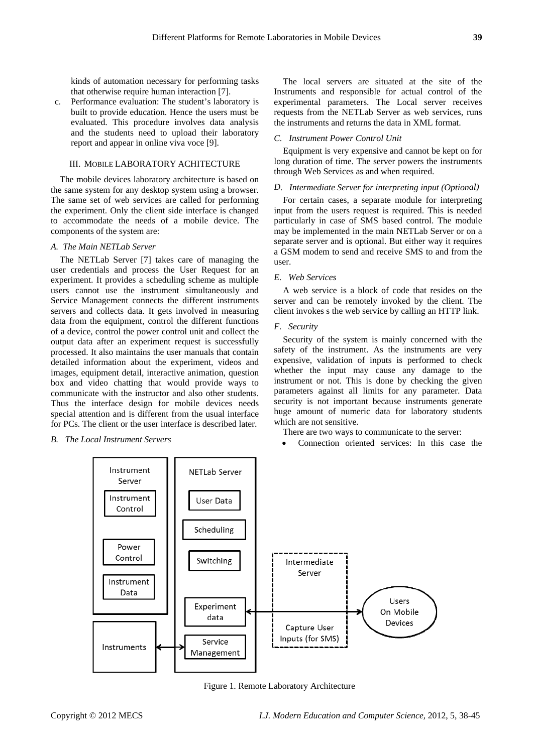kinds of automation necessary for performing tasks that otherwise require human interaction [7].

c. Performance evaluation: The student's laboratory is built to provide education. Hence the users must be evaluated. This procedure involves data analysis and the students need to upload their laboratory report and appear in online viva voce [9].

## III. Mobile Laboratory Achitecture

The mobile devices laboratory architecture is based on the same system for any desktop system using a browser. The same set of web services are called for performing the experiment. Only the client side interface is changed to accommodate the needs of a mobile device. The components of the system are:

### *A. The Main NETLab Server*

The NETLab Server [7] takes care of managing the user credentials and process the User Request for an experiment. It provides a scheduling scheme as multiple users cannot use the instrument simultaneously and Service Management connects the different instruments servers and collects data. It gets involved in measuring data from the equipment, control the different functions of a device, control the power control unit and collect the output data after an experiment request is successfully processed. It also maintains the user manuals that contain detailed information about the experiment, videos and images, equipment detail, interactive animation, question box and video chatting that would provide ways to communicate with the instructor and also other students. Thus the interface design for mobile devices needs special attention and is different from the usual interface for PCs. The client or the user interface is described later.

### *B. The Local Instrument Servers*

The local servers are situated at the site of the Instruments and responsible for actual control of the experimental parameters. The Local server receives requests from the NETLab Server as web services, runs the instruments and returns the data in XML format.

### *C. Instrument Power Control Unit*

Equipment is very expensive and cannot be kept on for long duration of time. The server powers the instruments through Web Services as and when required.

### *D. Intermediate Server for interpreting input (Optional)*

For certain cases, a separate module for interpreting input from the users request is required. This is needed particularly in case of SMS based control. The module may be implemented in the main NETLab Server or on a separate server and is optional. But either way it requires a GSM modem to send and receive SMS to and from the user.

### *E. Web Services*

A web service is a block of code that resides on the server and can be remotely invoked by the client. The client invokes s the web service by calling an HTTP link.

### *F. Security*

Security of the system is mainly concerned with the safety of the instrument. As the instruments are very expensive, validation of inputs is performed to check whether the input may cause any damage to the instrument or not. This is done by checking the given parameters against all limits for any parameter. Data security is not important because instruments generate huge amount of numeric data for laboratory students which are not sensitive.

There are two ways to communicate to the server:

- Connection oriented services: In this case the

Figure 1. Remote Laboratory Architecture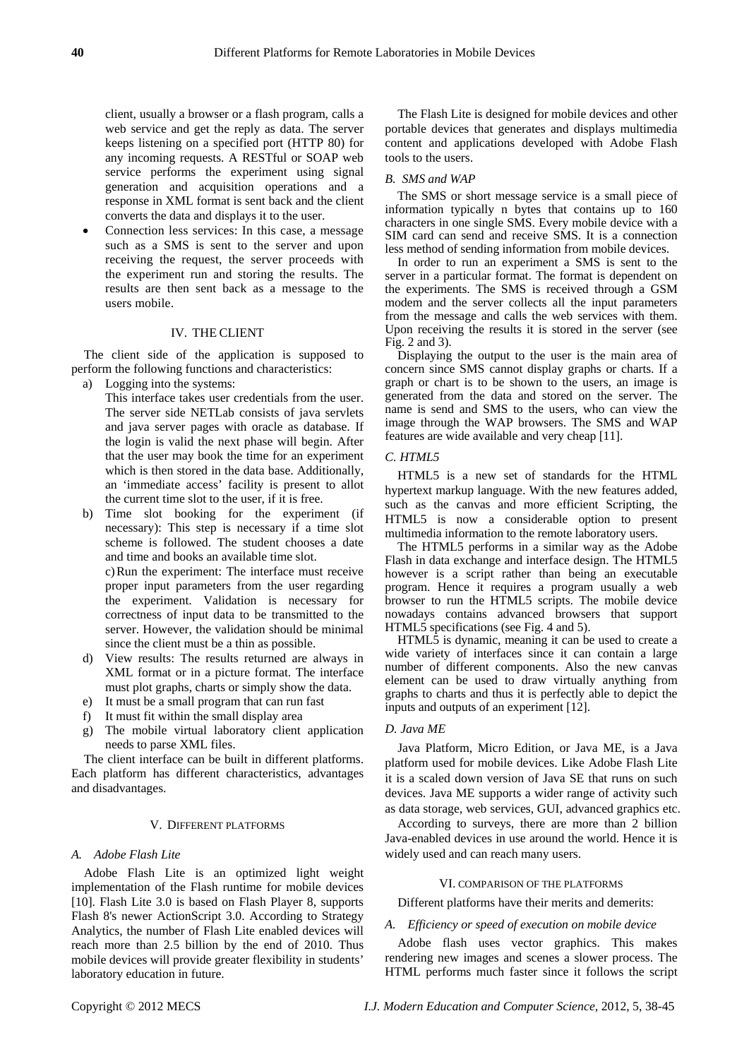client, usually a browser or a flash program, calls a web service and get the reply as data. The server keeps listening on a specified port (HTTP 80) for any incoming requests. A RESTful or SOAP web service performs the experiment using signal generation and acquisition operations and a response in XML format is sent back and the client converts the data and displays it to the user.

- Connection less services: In this case, a message such as a SMS is sent to the server and upon receiving the request, the server proceeds with the experiment run and storing the results. The results are then sent back as a message to the users mobile.

## IV. THE CLIENT

The client side of the application is supposed to perform the following functions and characteristics:

a) Logging into the systems:
   This interface takes user credentials from the user. The server side NETLab consists of java servlets and java server pages with oracle as database. If the login is valid the next phase will begin. After that the user may book the time for an experiment which is then stored in the data base. Additionally, an 'immediate access' facility is present to allot the current time slot to the user, if it is free.

b) Time slot booking for the experiment (if necessary): This step is necessary if a time slot scheme is followed. The student chooses a date and time and books an available time slot.
   c) Run the experiment: The interface must receive proper input parameters from the user regarding the experiment. Validation is necessary for correctness of input data to be transmitted to the server. However, the validation should be minimal since the client must be a thin as possible.

d) View results: The results returned are always in XML format or in a picture format. The interface must plot graphs, charts or simply show the data.

e) It must be a small program that can run fast

f) It must fit within the small display area

g) The mobile virtual laboratory client application needs to parse XML files.

The client interface can be built in different platforms. Each platform has different characteristics, advantages and disadvantages.

## V. DIFFERENT PLATFORMS

### *A. Adobe Flash Lite*

Adobe Flash Lite is an optimized light weight implementation of the Flash runtime for mobile devices [10]. Flash Lite 3.0 is based on Flash Player 8, supports Flash 8's newer ActionScript 3.0. According to Strategy Analytics, the number of Flash Lite enabled devices will reach more than 2.5 billion by the end of 2010. Thus mobile devices will provide greater flexibility in students' laboratory education in future.

The Flash Lite is designed for mobile devices and other portable devices that generates and displays multimedia content and applications developed with Adobe Flash tools to the users.

### *B. SMS and WAP*

The SMS or short message service is a small piece of information typically n bytes that contains up to 160 characters in one single SMS. Every mobile device with a SIM card can send and receive SMS. It is a connection less method of sending information from mobile devices.

In order to run an experiment a SMS is sent to the server in a particular format. The format is dependent on the experiments. The SMS is received through a GSM modem and the server collects all the input parameters from the message and calls the web services with them. Upon receiving the results it is stored in the server (see Fig. 2 and 3).

Displaying the output to the user is the main area of concern since SMS cannot display graphs or charts. If a graph or chart is to be shown to the users, an image is generated from the data and stored on the server. The name is send and SMS to the users, who can view the image through the WAP browsers. The SMS and WAP features are wide available and very cheap [11].

### *C. HTML5*

HTML5 is a new set of standards for the HTML hypertext markup language. With the new features added, such as the canvas and more efficient Scripting, the HTML5 is now a considerable option to present multimedia information to the remote laboratory users.

The HTML5 performs in a similar way as the Adobe Flash in data exchange and interface design. The HTML5 however is a script rather than being an executable program. Hence it requires a program usually a web browser to run the HTML5 scripts. The mobile device nowadays contains advanced browsers that support HTML5 specifications (see Fig. 4 and 5).

HTML5 is dynamic, meaning it can be used to create a wide variety of interfaces since it can contain a large number of different components. Also the new canvas element can be used to draw virtually anything from graphs to charts and thus it is perfectly able to depict the inputs and outputs of an experiment [12].

### *D. Java ME*

Java Platform, Micro Edition, or Java ME, is a Java platform used for mobile devices. Like Adobe Flash Lite it is a scaled down version of Java SE that runs on such devices. Java ME supports a wider range of activity such as data storage, web services, GUI, advanced graphics etc.

According to surveys, there are more than 2 billion Java-enabled devices in use around the world. Hence it is widely used and can reach many users.

## VI. COMPARISON OF THE PLATFORMS

Different platforms have their merits and demerits:

### *A. Efficiency or speed of execution on mobile device*

Adobe flash uses vector graphics. This makes rendering new images and scenes a slower process. The HTML performs much faster since it follows the script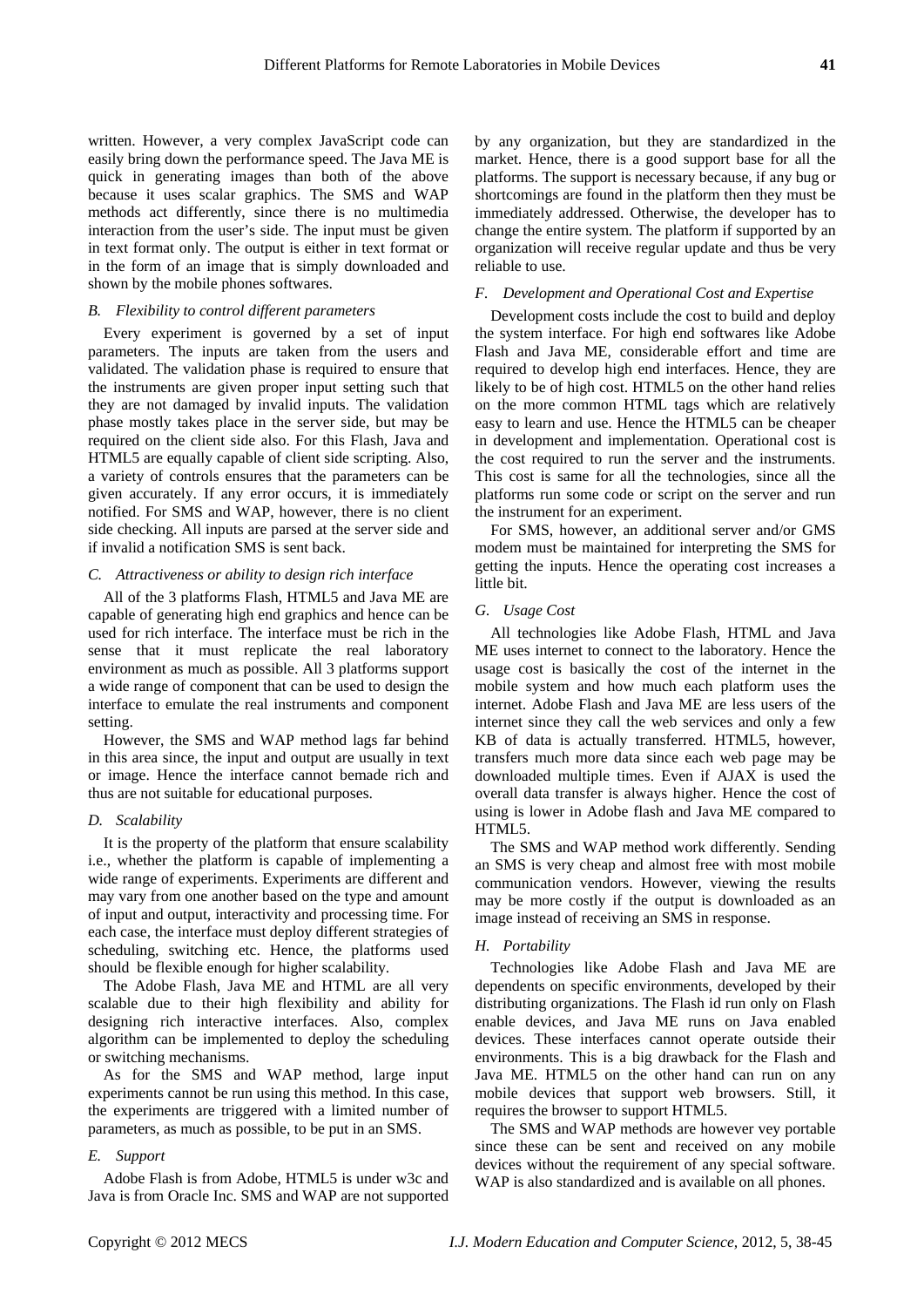written. However, a very complex JavaScript code can easily bring down the performance speed. The Java ME is quick in generating images than both of the above because it uses scalar graphics. The SMS and WAP methods act differently, since there is no multimedia interaction from the user's side. The input must be given in text format only. The output is either in text format or in the form of an image that is simply downloaded and shown by the mobile phones softwares.

### *B. Flexibility to control different parameters*

Every experiment is governed by a set of input parameters. The inputs are taken from the users and validated. The validation phase is required to ensure that the instruments are given proper input setting such that they are not damaged by invalid inputs. The validation phase mostly takes place in the server side, but may be required on the client side also. For this Flash, Java and HTML5 are equally capable of client side scripting. Also, a variety of controls ensures that the parameters can be given accurately. If any error occurs, it is immediately notified. For SMS and WAP, however, there is no client side checking. All inputs are parsed at the server side and if invalid a notification SMS is sent back.

### *C. Attractiveness or ability to design rich interface*

All of the 3 platforms Flash, HTML5 and Java ME are capable of generating high end graphics and hence can be used for rich interface. The interface must be rich in the sense that it must replicate the real laboratory environment as much as possible. All 3 platforms support a wide range of component that can be used to design the interface to emulate the real instruments and component setting.

However, the SMS and WAP method lags far behind in this area since, the input and output are usually in text or image. Hence the interface cannot bemade rich and thus are not suitable for educational purposes.

### *D. Scalability*

It is the property of the platform that ensure scalability i.e., whether the platform is capable of implementing a wide range of experiments. Experiments are different and may vary from one another based on the type and amount of input and output, interactivity and processing time. For each case, the interface must deploy different strategies of scheduling, switching etc. Hence, the platforms used should be flexible enough for higher scalability.

The Adobe Flash, Java ME and HTML are all very scalable due to their high flexibility and ability for designing rich interactive interfaces. Also, complex algorithm can be implemented to deploy the scheduling or switching mechanisms.

As for the SMS and WAP method, large input experiments cannot be run using this method. In this case, the experiments are triggered with a limited number of parameters, as much as possible, to be put in an SMS.

### *E. Support*

Adobe Flash is from Adobe, HTML5 is under w3c and Java is from Oracle Inc. SMS and WAP are not supported by any organization, but they are standardized in the market. Hence, there is a good support base for all the platforms. The support is necessary because, if any bug or shortcomings are found in the platform then they must be immediately addressed. Otherwise, the developer has to change the entire system. The platform if supported by an organization will receive regular update and thus be very reliable to use.

### *F. Development and Operational Cost and Expertise*

Development costs include the cost to build and deploy the system interface. For high end softwares like Adobe Flash and Java ME, considerable effort and time are required to develop high end interfaces. Hence, they are likely to be of high cost. HTML5 on the other hand relies on the more common HTML tags which are relatively easy to learn and use. Hence the HTML5 can be cheaper in development and implementation. Operational cost is the cost required to run the server and the instruments. This cost is same for all the technologies, since all the platforms run some code or script on the server and run the instrument for an experiment.

For SMS, however, an additional server and/or GMS modem must be maintained for interpreting the SMS for getting the inputs. Hence the operating cost increases a little bit.

### *G. Usage Cost*

All technologies like Adobe Flash, HTML and Java ME uses internet to connect to the laboratory. Hence the usage cost is basically the cost of the internet in the mobile system and how much each platform uses the internet. Adobe Flash and Java ME are less users of the internet since they call the web services and only a few KB of data is actually transferred. HTML5, however, transfers much more data since each web page may be downloaded multiple times. Even if AJAX is used the overall data transfer is always higher. Hence the cost of using is lower in Adobe flash and Java ME compared to HTML5.

The SMS and WAP method work differently. Sending an SMS is very cheap and almost free with most mobile communication vendors. However, viewing the results may be more costly if the output is downloaded as an image instead of receiving an SMS in response.

### *H. Portability*

Technologies like Adobe Flash and Java ME are dependents on specific environments, developed by their distributing organizations. The Flash id run only on Flash enable devices, and Java ME runs on Java enabled devices. These interfaces cannot operate outside their environments. This is a big drawback for the Flash and Java ME. HTML5 on the other hand can run on any mobile devices that support web browsers. Still, it requires the browser to support HTML5.

The SMS and WAP methods are however vey portable since these can be sent and received on any mobile devices without the requirement of any special software. WAP is also standardized and is available on all phones.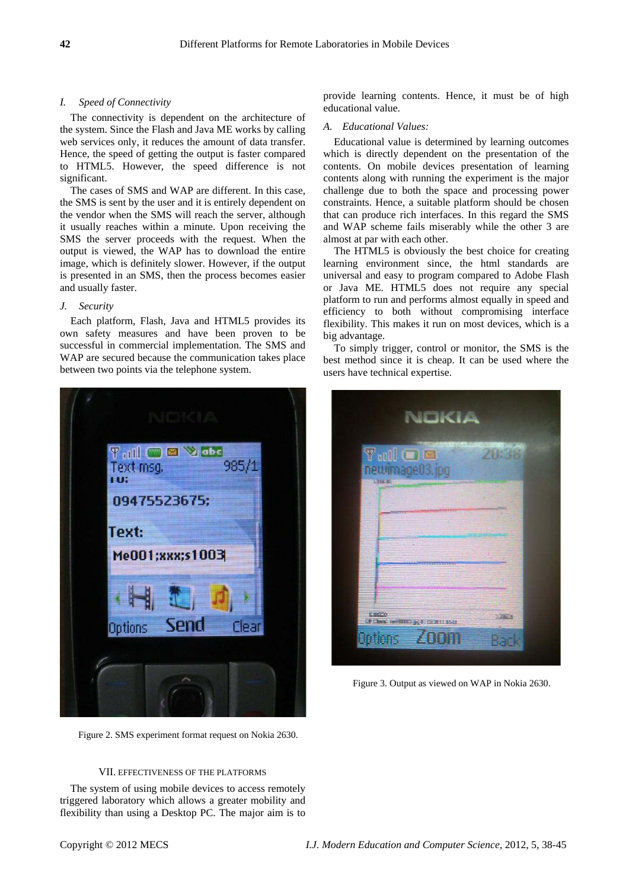### I. Speed of Connectivity

The connectivity is dependent on the architecture of the system. Since the Flash and Java ME works by calling web services only, it reduces the amount of data transfer. Hence, the speed of getting the output is faster compared to HTML5. However, the speed difference is not significant.

The cases of SMS and WAP are different. In this case, the SMS is sent by the user and it is entirely dependent on the vendor when the SMS will reach the server, although it usually reaches within a minute. Upon receiving the SMS the server proceeds with the request. When the output is viewed, the WAP has to download the entire image, which is definitely slower. However, if the output is presented in an SMS, then the process becomes easier and usually faster.

### J. Security

Each platform, Flash, Java and HTML5 provides its own safety measures and have been proven to be successful in commercial implementation. The SMS and WAP are secured because the communication takes place between two points via the telephone system.

Figure 2. SMS experiment format request on Nokia 2630.

## VII. EFFECTIVENESS OF THE PLATFORMS

The system of using mobile devices to access remotely triggered laboratory which allows a greater mobility and flexibility than using a Desktop PC. The major aim is to provide learning contents. Hence, it must be of high educational value.

### A. Educational Values:

Educational value is determined by learning outcomes which is directly dependent on the presentation of the contents. On mobile devices presentation of learning contents along with running the experiment is the major challenge due to both the space and processing power constraints. Hence, a suitable platform should be chosen that can produce rich interfaces. In this regard the SMS and WAP scheme fails miserably while the other 3 are almost at par with each other.

The HTML5 is obviously the best choice for creating learning environment since, the html standards are universal and easy to program compared to Adobe Flash or Java ME. HTML5 does not require any special platform to run and performs almost equally in speed and efficiency to both without compromising interface flexibility. This makes it run on most devices, which is a big advantage.

To simply trigger, control or monitor, the SMS is the best method since it is cheap. It can be used where the users have technical expertise.

Figure 3. Output as viewed on WAP in Nokia 2630.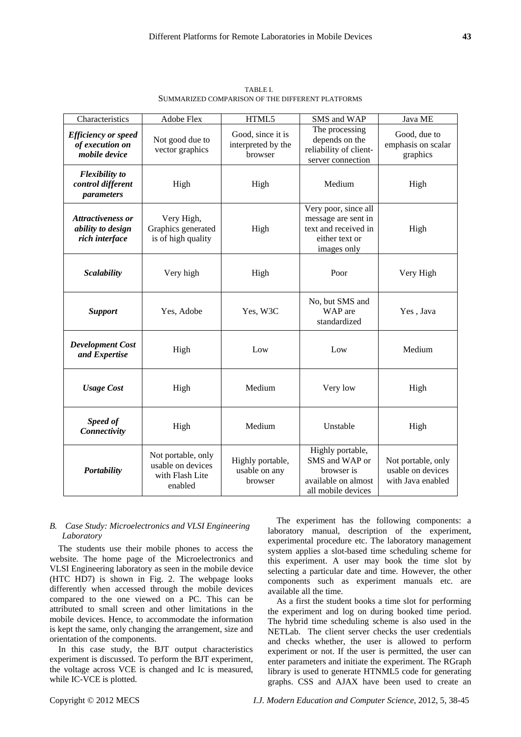TABLE I.
SUMMARIZED COMPARISON OF THE DIFFERENT PLATFORMS

| Characteristics | Adobe Flex | HTML5 | SMS and WAP | Java ME |
|---|---|---|---|---|
| ***Efficiency or speed of execution on mobile device*** | Not good due to vector graphics | Good, since it is interpreted by the browser | The processing depends on the reliability of client-server connection | Good, due to emphasis on scalar graphics |
| ***Flexibility to control different parameters*** | High | High | Medium | High |
| ***Attractiveness or ability to design rich interface*** | Very High, Graphics generated is of high quality | High | Very poor, since all message are sent in text and received in either text or images only | High |
| ***Scalability*** | Very high | High | Poor | Very High |
| ***Support*** | Yes, Adobe | Yes, W3C | No, but SMS and WAP are standardized | Yes , Java |
| ***Development Cost and Expertise*** | High | Low | Low | Medium |
| ***Usage Cost*** | High | Medium | Very low | High |
| ***Speed of Connectivity*** | High | Medium | Unstable | High |
| ***Portability*** | Not portable, only usable on devices with Flash Lite enabled | Highly portable, usable on any browser | Highly portable, SMS and WAP or browser is available on almost all mobile devices | Not portable, only usable on devices with Java enabled |

### *B. Case Study: Microelectronics and VLSI Engineering Laboratory*

The students use their mobile phones to access the website. The home page of the Microelectronics and VLSI Engineering laboratory as seen in the mobile device (HTC HD7) is shown in Fig. 2. The webpage looks differently when accessed through the mobile devices compared to the one viewed on a PC. This can be attributed to small screen and other limitations in the mobile devices. Hence, to accommodate the information is kept the same, only changing the arrangement, size and orientation of the components.

In this case study, the BJT output characteristics experiment is discussed. To perform the BJT experiment, the voltage across VCE is changed and Ic is measured, while IC-VCE is plotted.

The experiment has the following components: a laboratory manual, description of the experiment, experimental procedure etc. The laboratory management system applies a slot-based time scheduling scheme for this experiment. A user may book the time slot by selecting a particular date and time. However, the other components such as experiment manuals etc. are available all the time.

As a first the student books a time slot for performing the experiment and log on during booked time period. The hybrid time scheduling scheme is also used in the NETLab. The client server checks the user credentials and checks whether, the user is allowed to perform experiment or not. If the user is permitted, the user can enter parameters and initiate the experiment. The RGraph library is used to generate HTNML5 code for generating graphs. CSS and AJAX have been used to create an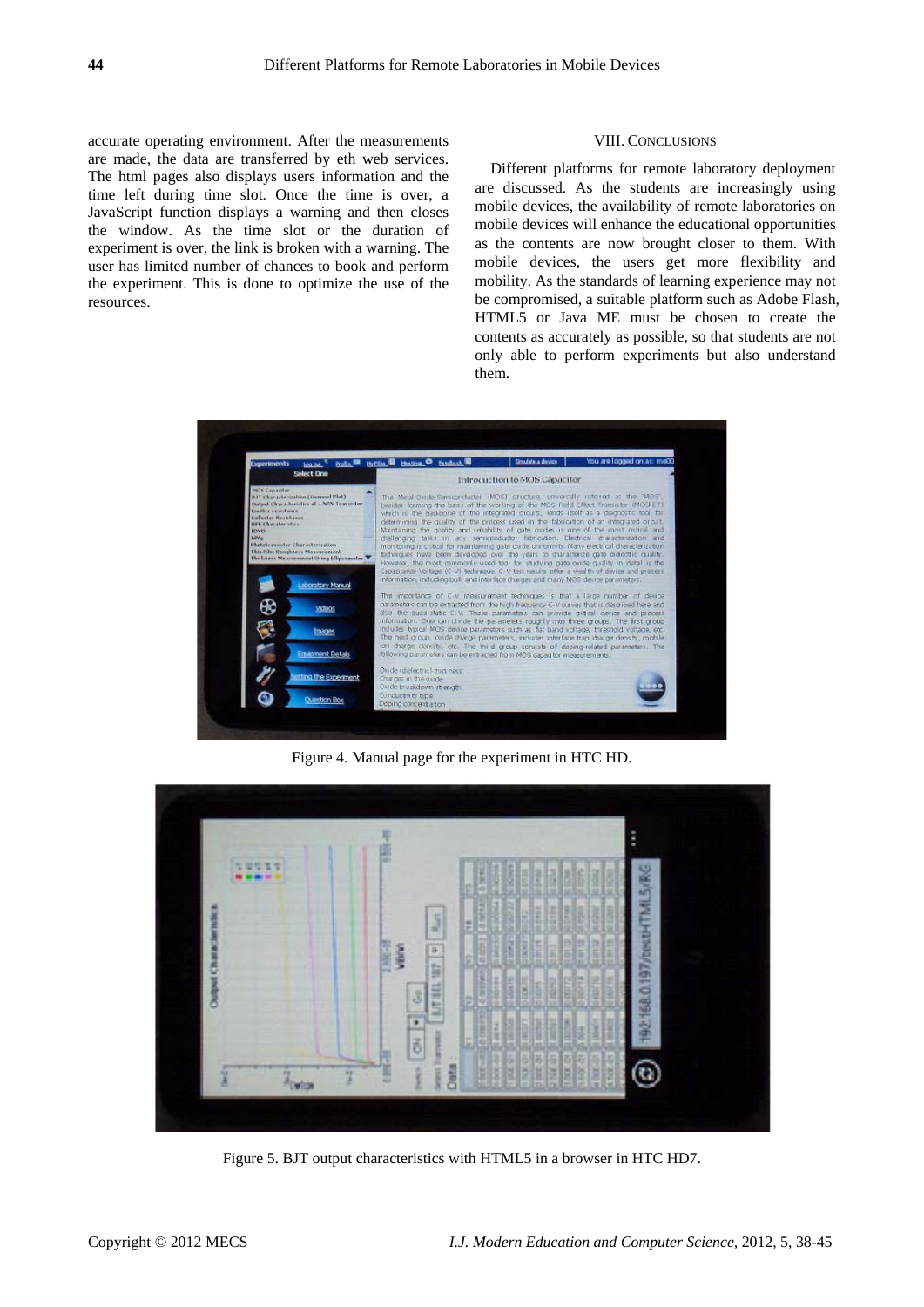accurate operating environment. After the measurements are made, the data are transferred by eth web services. The html pages also displays users information and the time left during time slot. Once the time is over, a JavaScript function displays a warning and then closes the window. As the time slot or the duration of experiment is over, the link is broken with a warning. The user has limited number of chances to book and perform the experiment. This is done to optimize the use of the resources.

## VIII. Conclusions

Different platforms for remote laboratory deployment are discussed. As the students are increasingly using mobile devices, the availability of remote laboratories on mobile devices will enhance the educational opportunities as the contents are now brought closer to them. With mobile devices, the users get more flexibility and mobility. As the standards of learning experience may not be compromised, a suitable platform such as Adobe Flash, HTML5 or Java ME must be chosen to create the contents as accurately as possible, so that students are not only able to perform experiments but also understand them.

Figure 4. Manual page for the experiment in HTC HD.

Figure 5. BJT output characteristics with HTML5 in a browser in HTC HD7.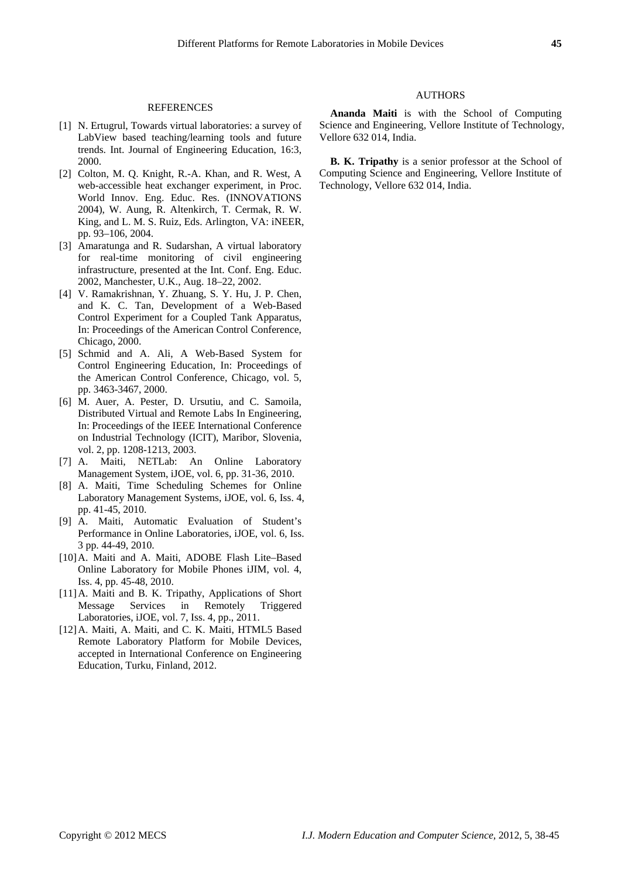## REFERENCES

[1] N. Ertugrul, Towards virtual laboratories: a survey of LabView based teaching/learning tools and future trends. Int. Journal of Engineering Education, 16:3, 2000.

[2] Colton, M. Q. Knight, R.-A. Khan, and R. West, A web-accessible heat exchanger experiment, in Proc. World Innov. Eng. Educ. Res. (INNOVATIONS 2004), W. Aung, R. Altenkirch, T. Cermak, R. W. King, and L. M. S. Ruiz, Eds. Arlington, VA: iNEER, pp. 93–106, 2004.

[3] Amaratunga and R. Sudarshan, A virtual laboratory for real-time monitoring of civil engineering infrastructure, presented at the Int. Conf. Eng. Educ. 2002, Manchester, U.K., Aug. 18–22, 2002.

[4] V. Ramakrishnan, Y. Zhuang, S. Y. Hu, J. P. Chen, and K. C. Tan, Development of a Web-Based Control Experiment for a Coupled Tank Apparatus, In: Proceedings of the American Control Conference, Chicago, 2000.

[5] Schmid and A. Ali, A Web-Based System for Control Engineering Education, In: Proceedings of the American Control Conference, Chicago, vol. 5, pp. 3463-3467, 2000.

[6] M. Auer, A. Pester, D. Ursutiu, and C. Samoila, Distributed Virtual and Remote Labs In Engineering, In: Proceedings of the IEEE International Conference on Industrial Technology (ICIT), Maribor, Slovenia, vol. 2, pp. 1208-1213, 2003.

[7] A. Maiti, NETLab: An Online Laboratory Management System, iJOE, vol. 6, pp. 31-36, 2010.

[8] A. Maiti, Time Scheduling Schemes for Online Laboratory Management Systems, iJOE, vol. 6, Iss. 4, pp. 41-45, 2010.

[9] A. Maiti, Automatic Evaluation of Student's Performance in Online Laboratories, iJOE, vol. 6, Iss. 3 pp. 44-49, 2010.

[10] A. Maiti and A. Maiti, ADOBE Flash Lite–Based Online Laboratory for Mobile Phones iJIM, vol. 4, Iss. 4, pp. 45-48, 2010.

[11] A. Maiti and B. K. Tripathy, Applications of Short Message Services in Remotely Triggered Laboratories, iJOE, vol. 7, Iss. 4, pp., 2011.

[12] A. Maiti, A. Maiti, and C. K. Maiti, HTML5 Based Remote Laboratory Platform for Mobile Devices, accepted in International Conference on Engineering Education, Turku, Finland, 2012.

## AUTHORS

**Ananda Maiti** is with the School of Computing Science and Engineering, Vellore Institute of Technology, Vellore 632 014, India.

**B. K. Tripathy** is a senior professor at the School of Computing Science and Engineering, Vellore Institute of Technology, Vellore 632 014, India.